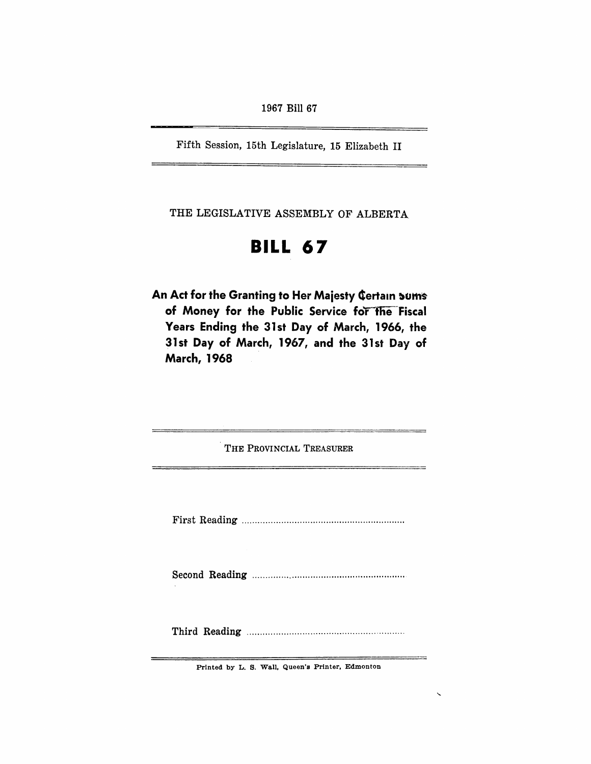1967 Bill 67

Fifth Session, 15th Legislature, 15 Elizabeth II

THE LEGISLATIVE ASSEMBLY OF ALBERTA

# BILL 67

## An Act for the Granting to Her Majesty Certain Sums of Money for the Public Service for the Fiscal Years Ending the 31st Day of March, 1966, the 31st Day of March, 1967, and the 31st Day of March, 1968

THE PROVINCIAL TREASURER

First Reading ..............................................................

Second Reading ..............................................................

Third Reading ..............................................................

Printed by L. S. Wall, Queen's Printer, Edmonton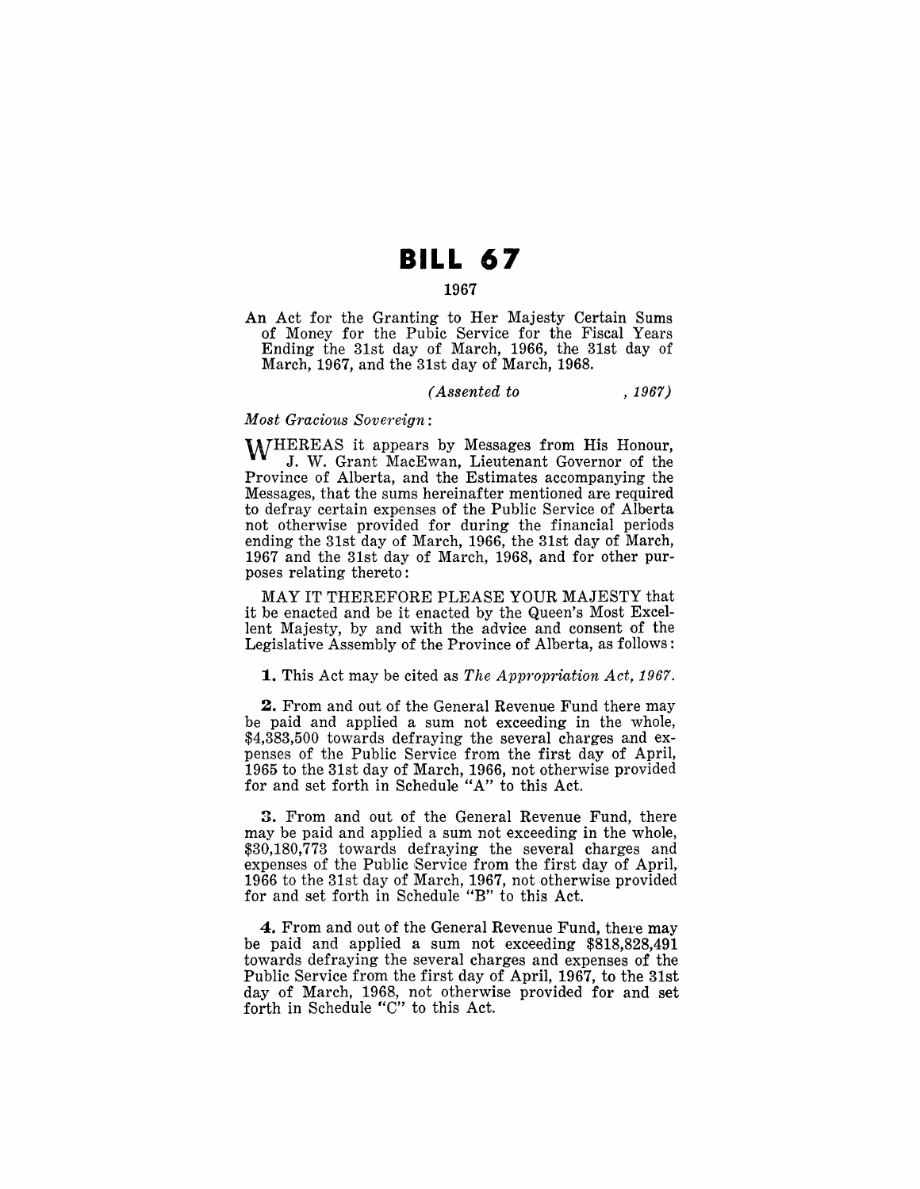# BILL 67

1967

An Act for the Granting to Her Majesty Certain Sums of Money for the Pubic Service for the Fiscal Years Ending the 31st day of March, 1966, the 31st day of March, 1967, and the 31st day of March, 1968.

*(Assented to , 1967)*

*Most Gracious Sovereign:*

WHEREAS it appears by Messages from His Honour, J. W. Grant MacEwan, Lieutenant Governor of the Province of Alberta, and the Estimates accompanying the Messages, that the sums hereinafter mentioned are required to defray certain expenses of the Public Service of Alberta not otherwise provided for during the financial periods ending the 31st day of March, 1966, the 31st day of March, 1967 and the 31st day of March, 1968, and for other purposes relating thereto:

MAY IT THEREFORE PLEASE YOUR MAJESTY that it be enacted and be it enacted by the Queen's Most Excellent Majesty, by and with the advice and consent of the Legislative Assembly of the Province of Alberta, as follows:

**1.** This Act may be cited as *The Appropriation Act, 1967.*

**2.** From and out of the General Revenue Fund there may be paid and applied a sum not exceeding in the whole, $4,383,500 towards defraying the several charges and expenses of the Public Service from the first day of April, 1965 to the 31st day of March, 1966, not otherwise provided for and set forth in Schedule "A" to this Act.

**3.** From and out of the General Revenue Fund, there may be paid and applied a sum not exceeding in the whole, $30,180,773 towards defraying the several charges and expenses of the Public Service from the first day of April, 1966 to the 31st day of March, 1967, not otherwise provided for and set forth in Schedule "B" to this Act.

**4.** From and out of the General Revenue Fund, there may be paid and applied a sum not exceeding $818,828,491 towards defraying the several charges and expenses of the Public Service from the first day of April, 1967, to the 31st day of March, 1968, not otherwise provided for and set forth in Schedule "C" to this Act.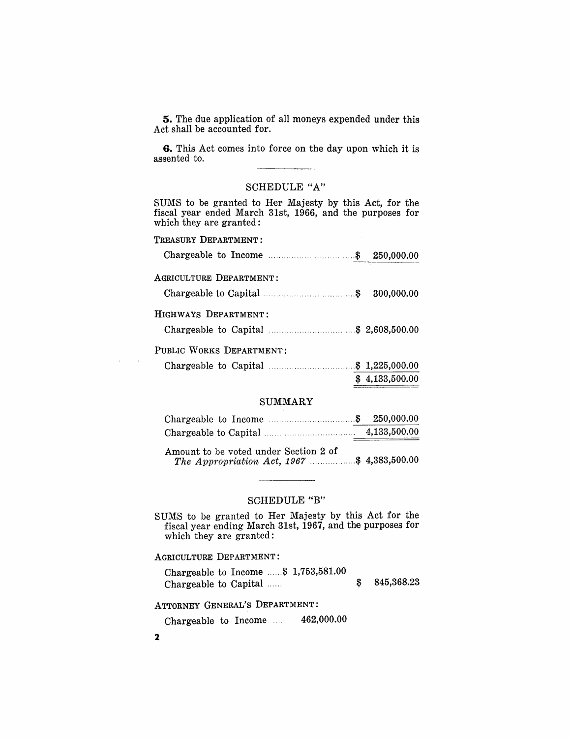**5.** The due application of all moneys expended under this Act shall be accounted for.

**6.** This Act comes into force on the day upon which it is assented to.

---

## SCHEDULE "A"

SUMS to be granted to Her Majesty by this Act, for the fiscal year ended March 31st, 1966, and the purposes for which they are granted:

| | |
|---|---|
| **TREASURY DEPARTMENT:** | |
| Chargeable to Income | $ 250,000.00 |
| **AGRICULTURE DEPARTMENT:** | |
| Chargeable to Capital | $ 300,000.00 |
| **HIGHWAYS DEPARTMENT:** | |
| Chargeable to Capital | $ 2,608,500.00 |
| **PUBLIC WORKS DEPARTMENT:** | |
| Chargeable to Capital | $ 1,225,000.00 |
| | $ 4,133,500.00 |

### SUMMARY

| | |
|---|---|
| Chargeable to Income | $ 250,000.00 |
| Chargeable to Capital | 4,133,500.00 |
| Amount to be voted under Section 2 of *The Appropriation Act, 1967* | $ 4,383,500.00 |

---

## SCHEDULE "B"

SUMS to be granted to Her Majesty by this Act for the fiscal year ending March 31st, 1967, and the purposes for which they are granted:

| | | |
|---|---|---|
| **AGRICULTURE DEPARTMENT:** | | |
| Chargeable to Income | $ 1,753,581.00 | |
| Chargeable to Capital | | $ 845,368.23 |
| **ATTORNEY GENERAL'S DEPARTMENT:** | | |
| Chargeable to Income | 462,000.00 | |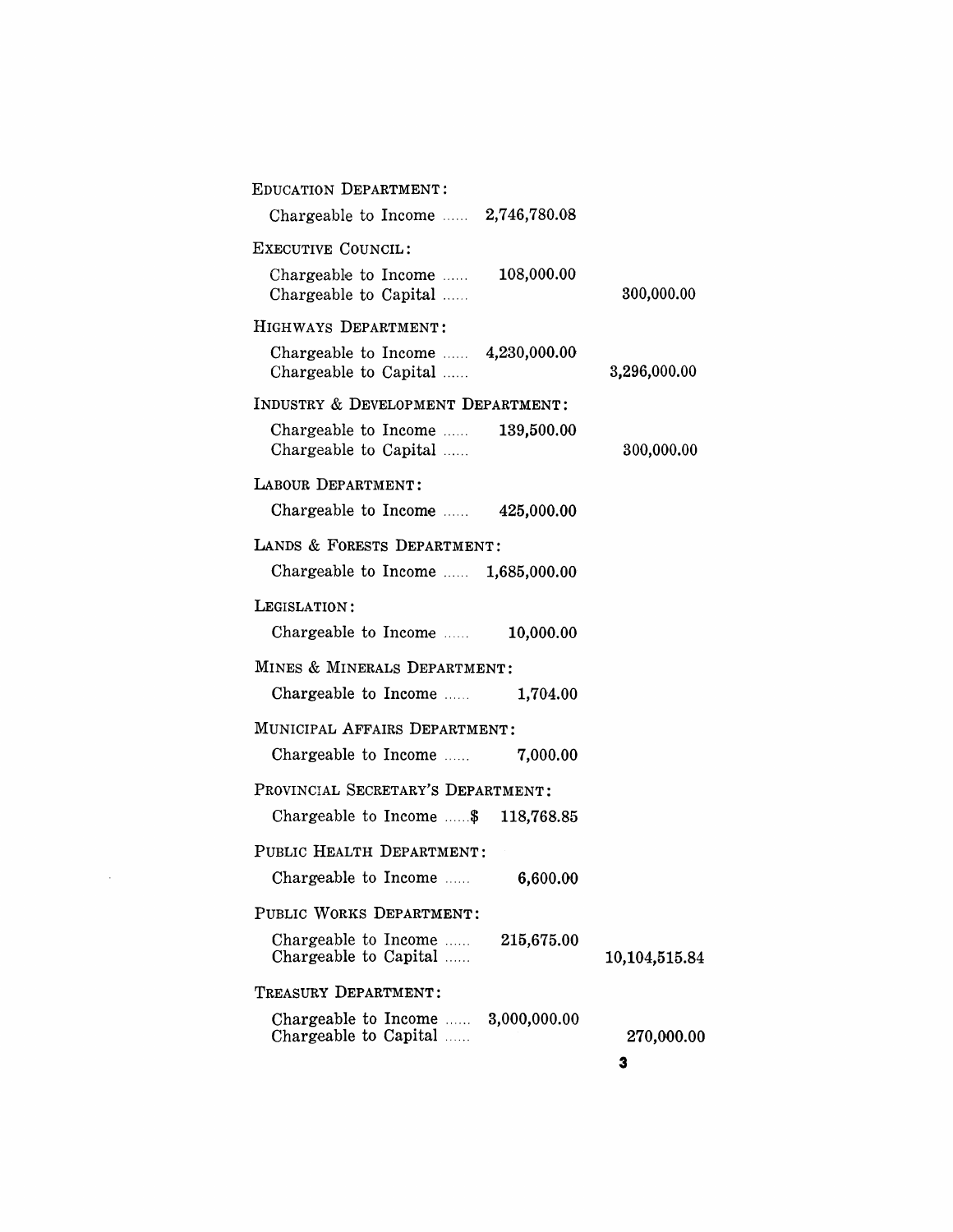| | Chargeable to Income | Chargeable to Capital |
|---|---|---|
| **EDUCATION DEPARTMENT:** | | |
| Chargeable to Income ...... | 2,746,780.08 | |
| **EXECUTIVE COUNCIL:** | | |
| Chargeable to Income ...... | 108,000.00 | |
| Chargeable to Capital ...... | | 300,000.00 |
| **HIGHWAYS DEPARTMENT:** | | |
| Chargeable to Income ...... | 4,230,000.00 | |
| Chargeable to Capital ...... | | 3,296,000.00 |
| **INDUSTRY & DEVELOPMENT DEPARTMENT:** | | |
| Chargeable to Income ...... | 139,500.00 | |
| Chargeable to Capital ...... | | 300,000.00 |
| **LABOUR DEPARTMENT:** | | |
| Chargeable to Income ...... | 425,000.00 | |
| **LANDS & FORESTS DEPARTMENT:** | | |
| Chargeable to Income ...... | 1,685,000.00 | |
| **LEGISLATION:** | | |
| Chargeable to Income ...... | 10,000.00 | |
| **MINES & MINERALS DEPARTMENT:** | | |
| Chargeable to Income ...... | 1,704.00 | |
| **MUNICIPAL AFFAIRS DEPARTMENT:** | | |
| Chargeable to Income ...... | 7,000.00 | |
| **PROVINCIAL SECRETARY'S DEPARTMENT:** | | |
| Chargeable to Income ......$ | 118,768.85 | |
| **PUBLIC HEALTH DEPARTMENT:** | | |
| Chargeable to Income ...... | 6,600.00 | |
| **PUBLIC WORKS DEPARTMENT:** | | |
| Chargeable to Income ...... | 215,675.00 | |
| Chargeable to Capital ...... | | 10,104,515.84 |
| **TREASURY DEPARTMENT:** | | |
| Chargeable to Income ...... | 3,000,000.00 | |
| Chargeable to Capital ...... | | 270,000.00 |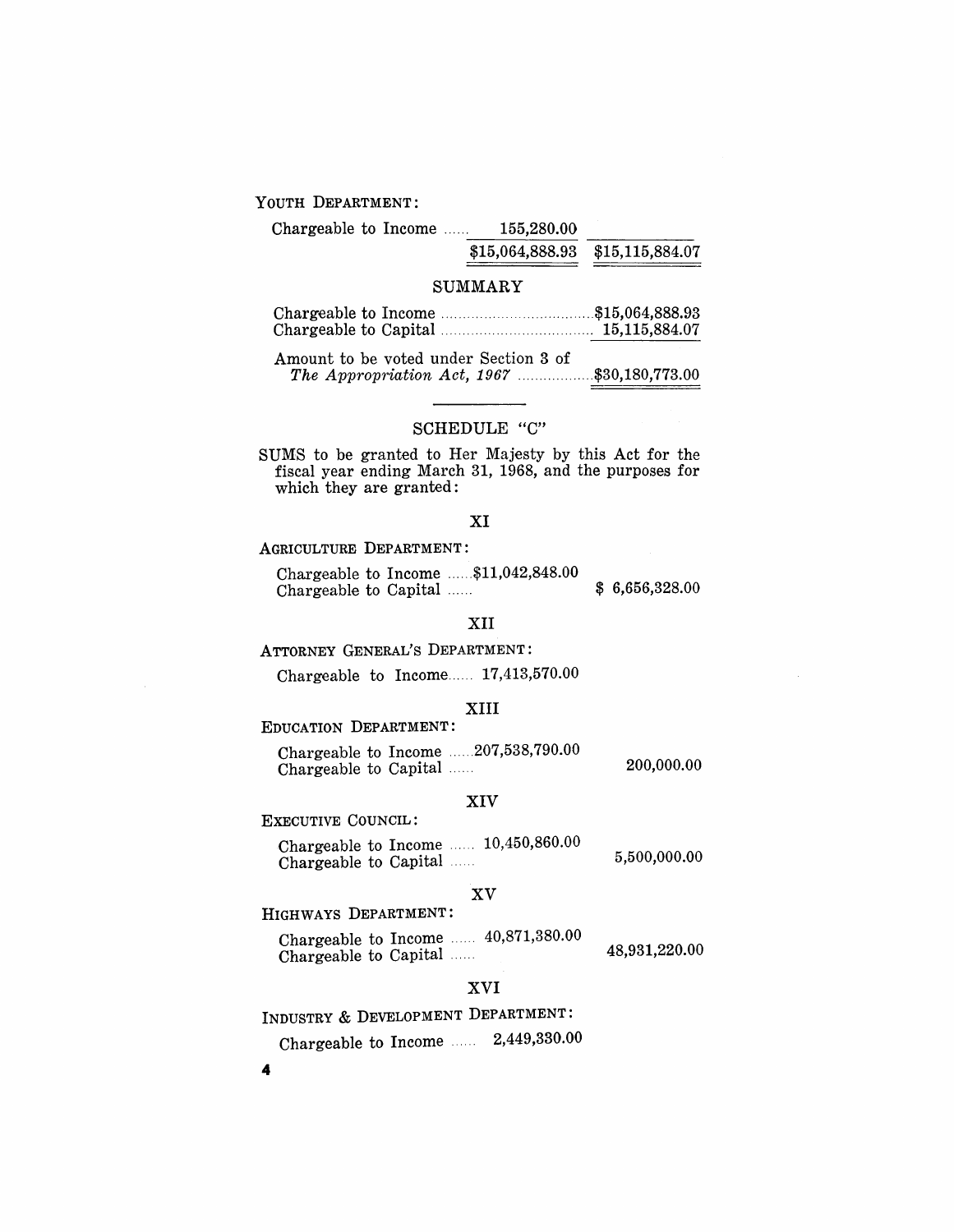YOUTH DEPARTMENT:

| | | |
|---|---|---|
| Chargeable to Income ...... | 155,280.00 | |
| | $15,064,888.93 | $15,115,884.07 |

## SUMMARY

| | |
|---|---|
| Chargeable to Income .................................... | $15,064,888.93 |
| Chargeable to Capital .................................... | 15,115,884.07 |
| Amount to be voted under Section 3 of *The Appropriation Act, 1967* .................. | $30,180,773.00 |

---

## SCHEDULE "C"

SUMS to be granted to Her Majesty by this Act for the fiscal year ending March 31, 1968, and the purposes for which they are granted:

### XI

AGRICULTURE DEPARTMENT:

| | | |
|---|---|---|
| Chargeable to Income ...... | $11,042,848.00 | |
| Chargeable to Capital ...... | | $ 6,656,328.00 |

### XII

ATTORNEY GENERAL'S DEPARTMENT:

| | | |
|---|---|---|
| Chargeable to Income...... | 17,413,570.00 | |

### XIII

EDUCATION DEPARTMENT:

| | | |
|---|---|---|
| Chargeable to Income ...... | 207,538,790.00 | |
| Chargeable to Capital ...... | | 200,000.00 |

### XIV

EXECUTIVE COUNCIL:

| | | |
|---|---|---|
| Chargeable to Income ...... | 10,450,860.00 | |
| Chargeable to Capital ...... | | 5,500,000.00 |

### XV

HIGHWAYS DEPARTMENT:

| | | |
|---|---|---|
| Chargeable to Income ...... | 40,871,380.00 | |
| Chargeable to Capital ...... | | 48,931,220.00 |

### XVI

INDUSTRY & DEVELOPMENT DEPARTMENT:

| | | |
|---|---|---|
| Chargeable to Income ...... | 2,449,330.00 | |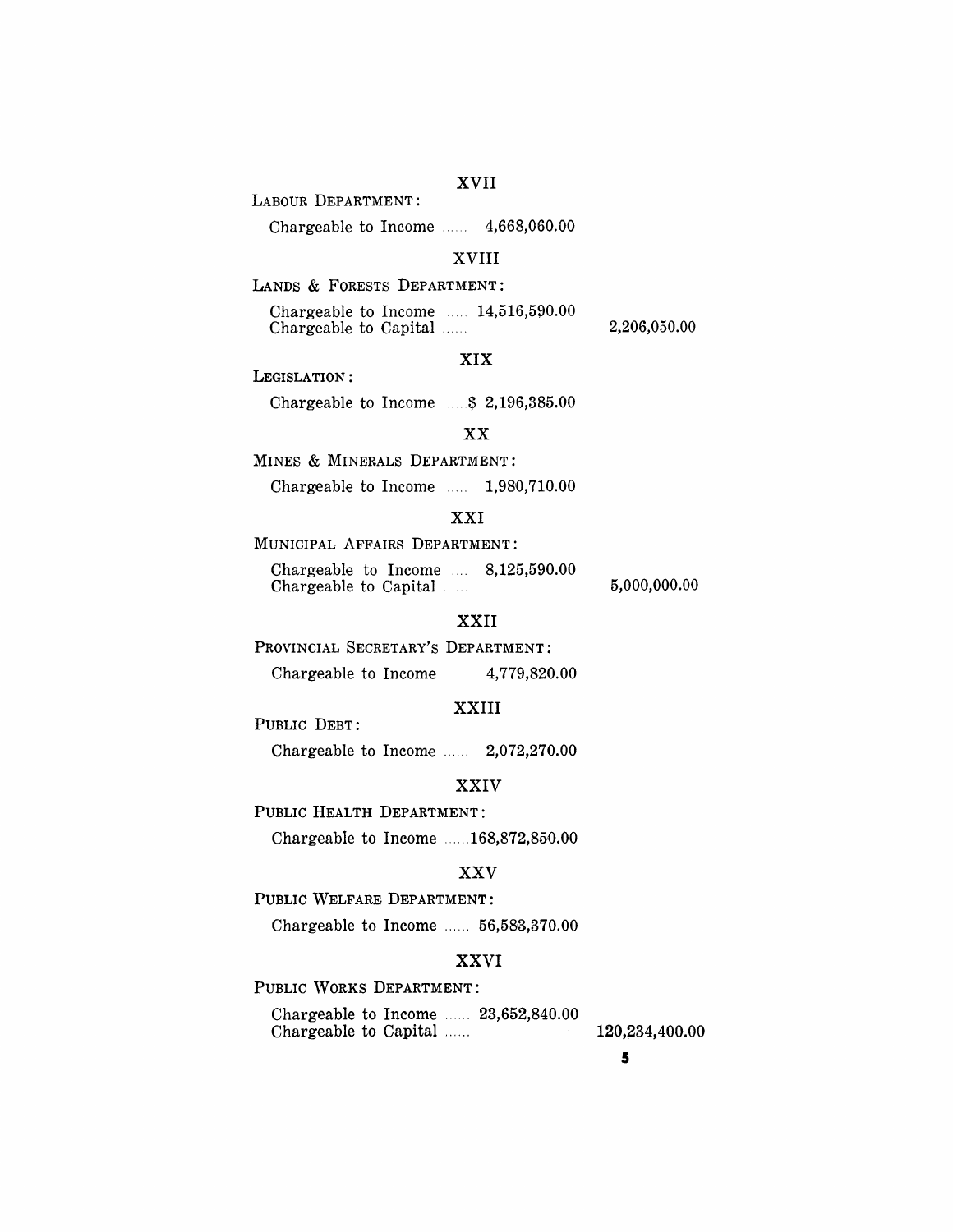XVII

LABOUR DEPARTMENT:

| | Income | Capital |
|---|---|---|
| Chargeable to Income ...... | 4,668,060.00 | |

XVIII

LANDS & FORESTS DEPARTMENT:

| | Income | Capital |
|---|---|---|
| Chargeable to Income ...... | 14,516,590.00 | |
| Chargeable to Capital ...... | | 2,206,050.00 |

XIX

LEGISLATION:

| | Income | Capital |
|---|---|---|
| Chargeable to Income ...... | $ 2,196,385.00 | |

XX

MINES & MINERALS DEPARTMENT:

| | Income | Capital |
|---|---|---|
| Chargeable to Income ...... | 1,980,710.00 | |

XXI

MUNICIPAL AFFAIRS DEPARTMENT:

| | Income | Capital |
|---|---|---|
| Chargeable to Income .... | 8,125,590.00 | |
| Chargeable to Capital ...... | | 5,000,000.00 |

XXII

PROVINCIAL SECRETARY'S DEPARTMENT:

| | Income | Capital |
|---|---|---|
| Chargeable to Income ...... | 4,779,820.00 | |

XXIII

PUBLIC DEBT:

| | Income | Capital |
|---|---|---|
| Chargeable to Income ...... | 2,072,270.00 | |

XXIV

PUBLIC HEALTH DEPARTMENT:

| | Income | Capital |
|---|---|---|
| Chargeable to Income ...... | 168,872,850.00 | |

XXV

PUBLIC WELFARE DEPARTMENT:

| | Income | Capital |
|---|---|---|
| Chargeable to Income ...... | 56,583,370.00 | |

XXVI

PUBLIC WORKS DEPARTMENT:

| | Income | Capital |
|---|---|---|
| Chargeable to Income ...... | 23,652,840.00 | |
| Chargeable to Capital ...... | | 120,234,400.00 |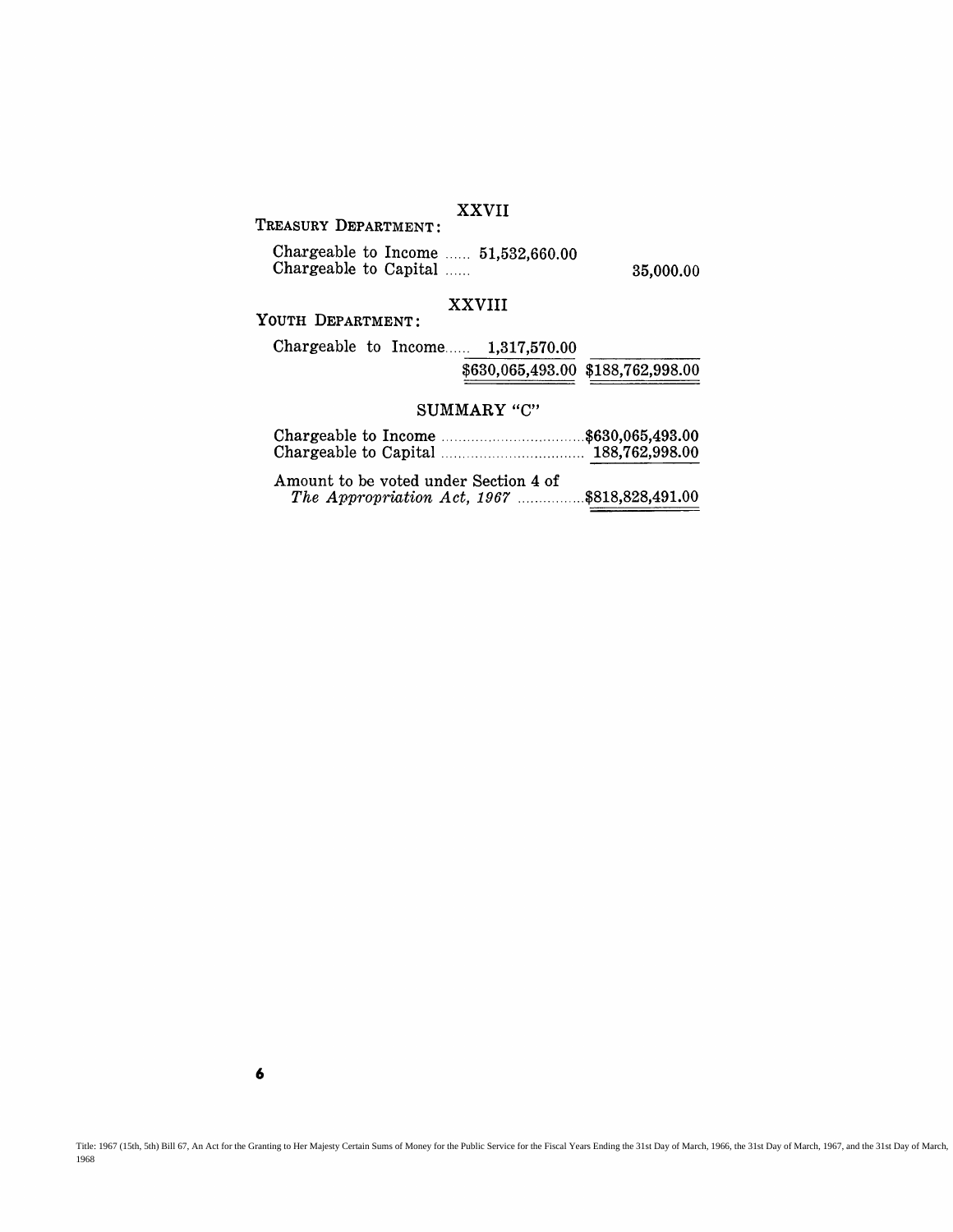XXVII

TREASURY DEPARTMENT:

| | | |
|---|---|---|
| Chargeable to Income ...... | 51,532,660.00 | |
| Chargeable to Capital ...... | | 35,000.00 |

XXVIII

YOUTH DEPARTMENT:

| | | |
|---|---|---|
| Chargeable to Income...... | 1,317,570.00 | |
| | $630,065,493.00 | $188,762,998.00 |

SUMMARY "C"

| | |
|---|---|
| Chargeable to Income ................................. | $630,065,493.00 |
| Chargeable to Capital ................................. | 188,762,998.00 |
| Amount to be voted under Section 4 of *The Appropriation Act, 1967* ................ | $818,828,491.00 |